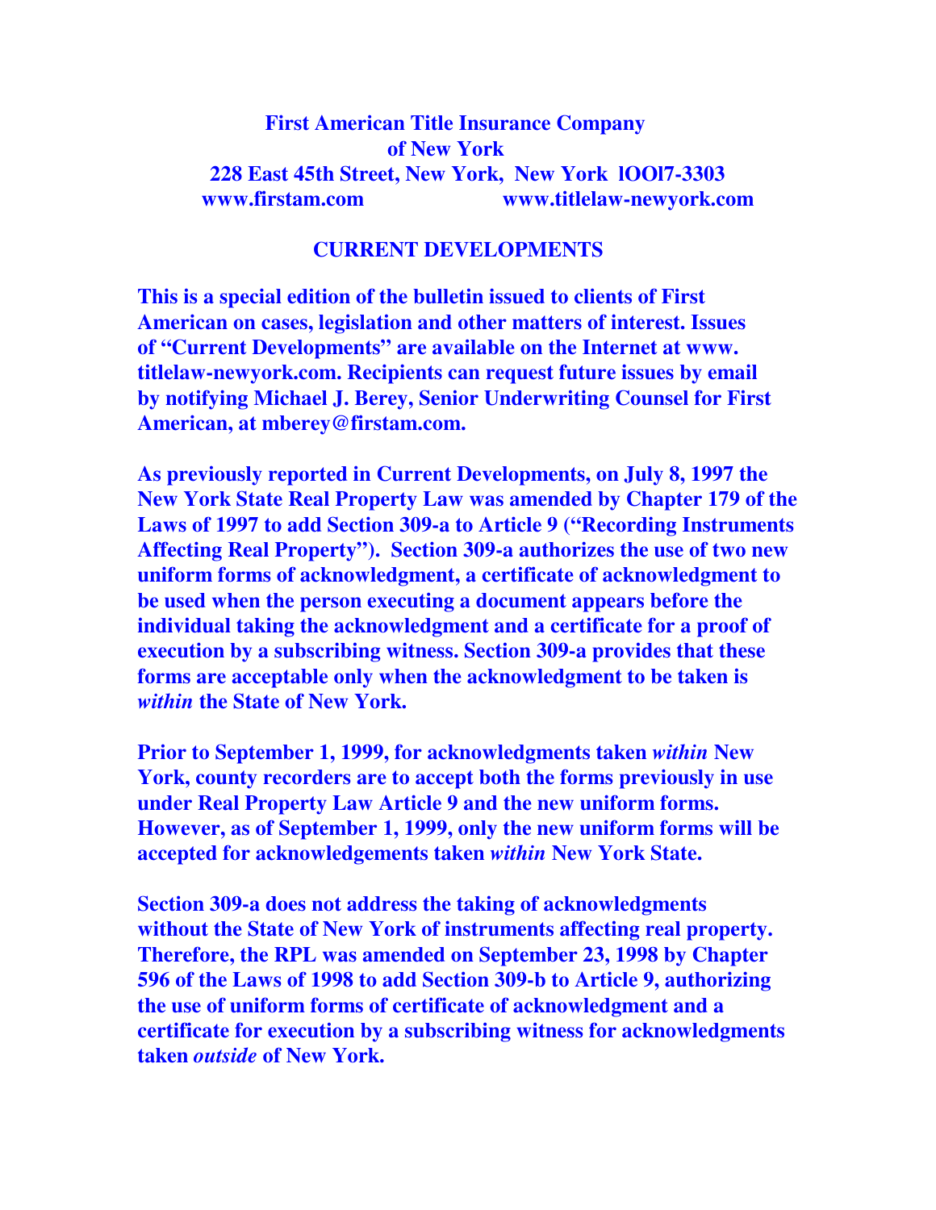**First American Title Insurance Company**
**of New York**
**228 East 45th Street, New York, New York lOOl7-3303**
**www.firstam.com www.titlelaw-newyork.com**

## CURRENT DEVELOPMENTS

**This is a special edition of the bulletin issued to clients of First American on cases, legislation and other matters of interest. Issues of "Current Developments" are available on the Internet at www. titlelaw-newyork.com. Recipients can request future issues by email by notifying Michael J. Berey, Senior Underwriting Counsel for First American, at mberey@firstam.com.**

**As previously reported in Current Developments, on July 8, 1997 the New York State Real Property Law was amended by Chapter 179 of the Laws of 1997 to add Section 309-a to Article 9 ("Recording Instruments Affecting Real Property"). Section 309-a authorizes the use of two new uniform forms of acknowledgment, a certificate of acknowledgment to be used when the person executing a document appears before the individual taking the acknowledgment and a certificate for a proof of execution by a subscribing witness. Section 309-a provides that these forms are acceptable only when the acknowledgment to be taken is *within* the State of New York.**

**Prior to September 1, 1999, for acknowledgments taken *within* New York, county recorders are to accept both the forms previously in use under Real Property Law Article 9 and the new uniform forms. However, as of September 1, 1999, only the new uniform forms will be accepted for acknowledgements taken *within* New York State.**

**Section 309-a does not address the taking of acknowledgments without the State of New York of instruments affecting real property. Therefore, the RPL was amended on September 23, 1998 by Chapter 596 of the Laws of 1998 to add Section 309-b to Article 9, authorizing the use of uniform forms of certificate of acknowledgment and a certificate for execution by a subscribing witness for acknowledgments taken *outside* of New York.**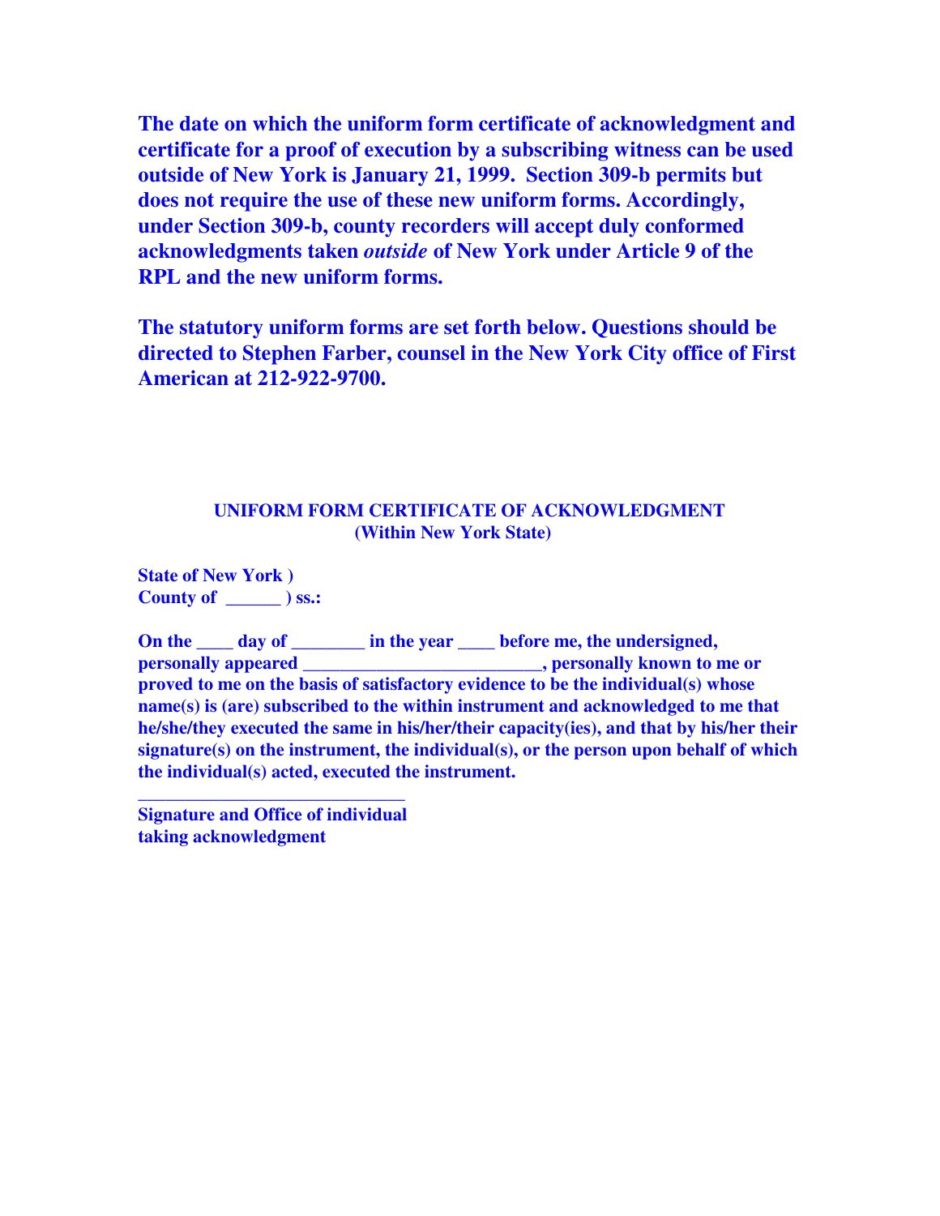**The date on which the uniform form certificate of acknowledgment and certificate for a proof of execution by a subscribing witness can be used outside of New York is January 21, 1999. Section 309-b permits but does not require the use of these new uniform forms. Accordingly, under Section 309-b, county recorders will accept duly conformed acknowledgments taken *outside* of New York under Article 9 of the RPL and the new uniform forms.**

**The statutory uniform forms are set forth below. Questions should be directed to Stephen Farber, counsel in the New York City office of First American at 212-922-9700.**

## UNIFORM FORM CERTIFICATE OF ACKNOWLEDGMENT
### (Within New York State)

**State of New York )**
**County of ______ ) ss.:**

**On the ____ day of ________ in the year ____ before me, the undersigned, personally appeared __________________________, personally known to me or proved to me on the basis of satisfactory evidence to be the individual(s) whose name(s) is (are) subscribed to the within instrument and acknowledged to me that he/she/they executed the same in his/her/their capacity(ies), and that by his/her their signature(s) on the instrument, the individual(s), or the person upon behalf of which the individual(s) acted, executed the instrument.**

**_____________________________**
**Signature and Office of individual taking acknowledgment**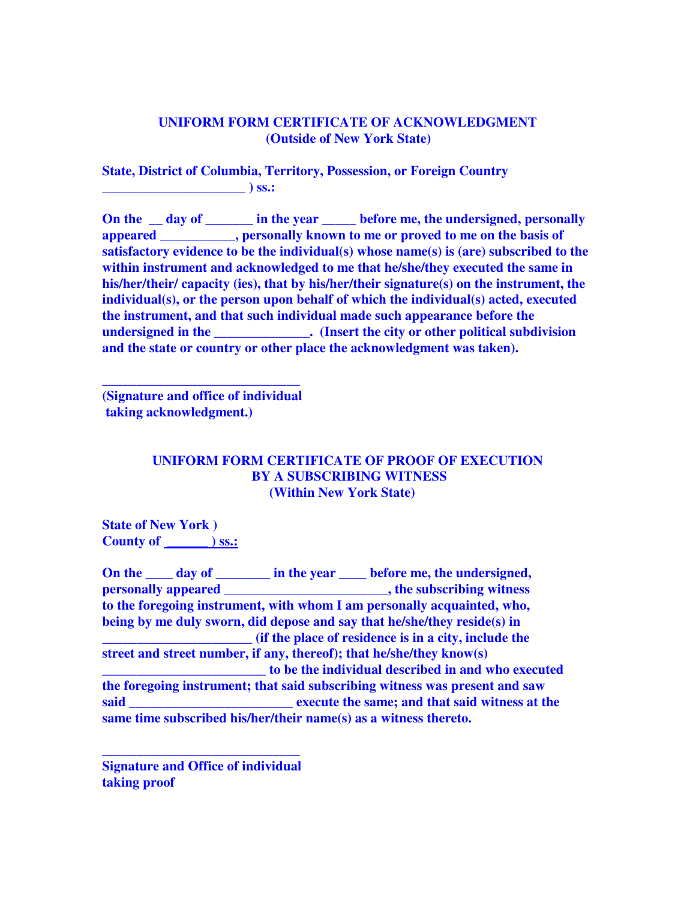## UNIFORM FORM CERTIFICATE OF ACKNOWLEDGMENT
## (Outside of New York State)

**State, District of Columbia, Territory, Possession, or Foreign Country**
**_____________________ ) ss.:**

**On the __ day of _______ in the year _____ before me, the undersigned, personally appeared ___________, personally known to me or proved to me on the basis of satisfactory evidence to be the individual(s) whose name(s) is (are) subscribed to the within instrument and acknowledged to me that he/she/they executed the same in his/her/their/ capacity (ies), that by his/her/their signature(s) on the instrument, the individual(s), or the person upon behalf of which the individual(s) acted, executed the instrument, and that such individual made such appearance before the undersigned in the ______________. (Insert the city or other political subdivision and the state or country or other place the acknowledgment was taken).**

**_____________________________**
**(Signature and office of individual taking acknowledgment.)**

## UNIFORM FORM CERTIFICATE OF PROOF OF EXECUTION BY A SUBSCRIBING WITNESS
## (Within New York State)

**State of New York )**
**County of ______) ss.:**

**On the ____ day of ________ in the year ____ before me, the undersigned, personally appeared ________________________, the subscribing witness to the foregoing instrument, with whom I am personally acquainted, who, being by me duly sworn, did depose and say that he/she/they reside(s) in ______________________ (if the place of residence is in a city, include the street and street number, if any, thereof); that he/she/they know(s) ________________________ to be the individual described in and who executed the foregoing instrument; that said subscribing witness was present and saw said ________________________ execute the same; and that said witness at the same time subscribed his/her/their name(s) as a witness thereto.**

**_____________________________**
**Signature and Office of individual taking proof**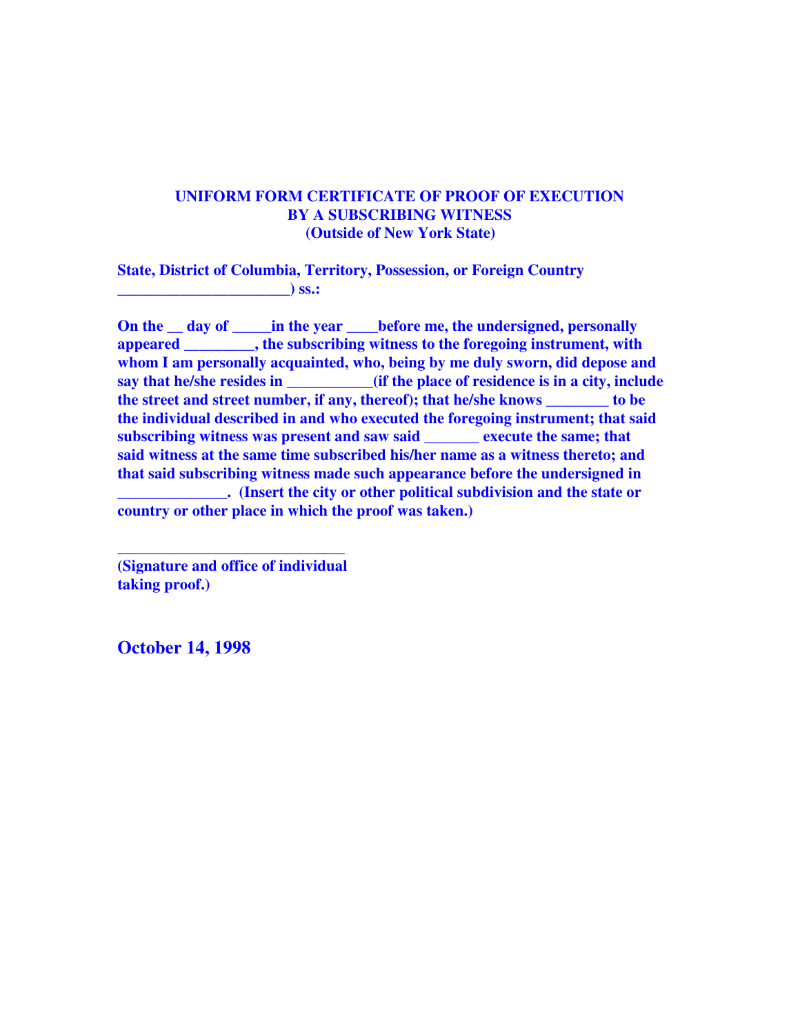**UNIFORM FORM CERTIFICATE OF PROOF OF EXECUTION BY A SUBSCRIBING WITNESS (Outside of New York State)**

**State, District of Columbia, Territory, Possession, or Foreign Country**
**______________________) ss.:**

**On the __ day of _____in the year ____before me, the undersigned, personally appeared _________, the subscribing witness to the foregoing instrument, with whom I am personally acquainted, who, being by me duly sworn, did depose and say that he/she resides in ___________(if the place of residence is in a city, include the street and street number, if any, thereof); that he/she knows ________ to be the individual described in and who executed the foregoing instrument; that said subscribing witness was present and saw said _______ execute the same; that said witness at the same time subscribed his/her name as a witness thereto; and that said subscribing witness made such appearance before the undersigned in ______________. (Insert the city or other political subdivision and the state or country or other place in which the proof was taken.)**

**_____________________________**
**(Signature and office of individual taking proof.)**

**October 14, 1998**